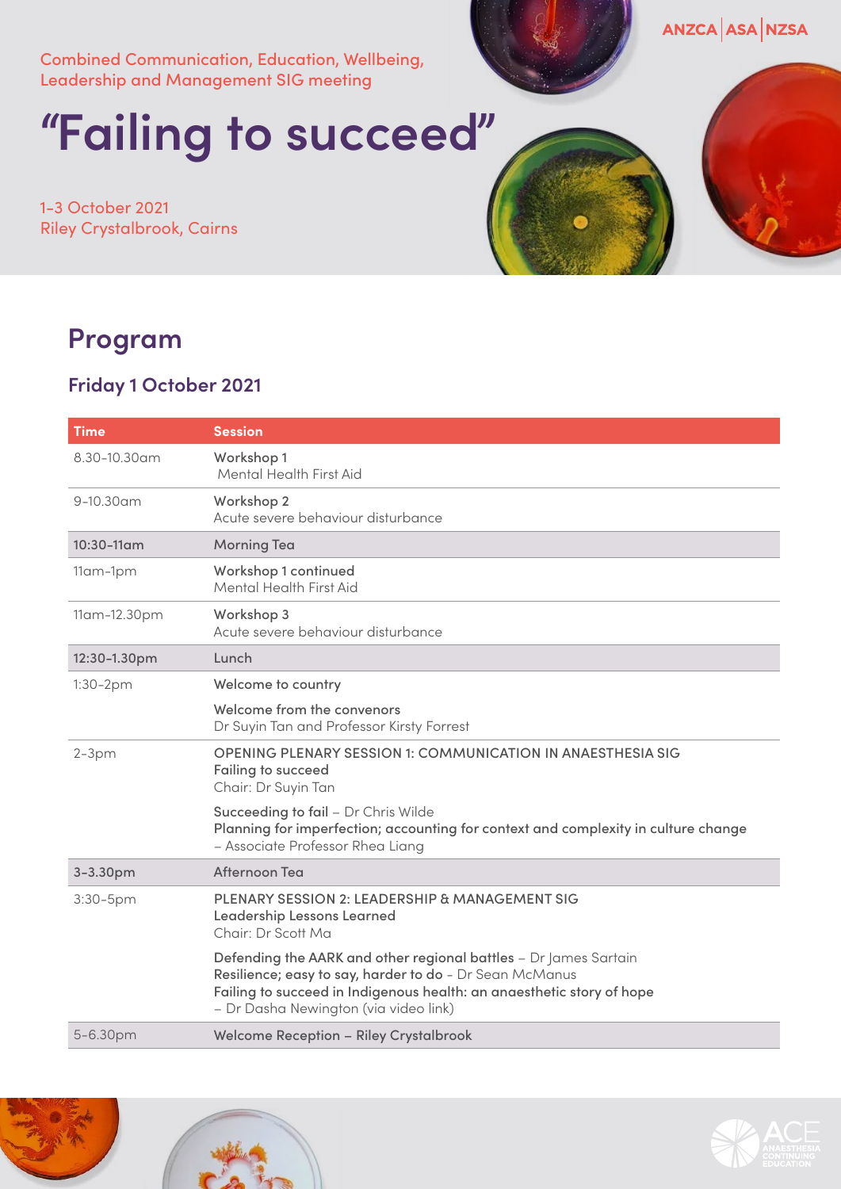ANZCA | ASA | NZSA

Combined Communication, Education, Wellbeing, Leadership and Management SIG meeting

# "Failing to succeed"

1-3 October 2021
Riley Crystalbrook, Cairns

## Program

### Friday 1 October 2021

| Time | Session |
|---|---|
| 8.30-10.30am | **Workshop 1**<br>Mental Health First Aid |
| 9-10.30am | **Workshop 2**<br>Acute severe behaviour disturbance |
| **10:30-11am** | **Morning Tea** |
| 11am-1pm | **Workshop 1 continued**<br>Mental Health First Aid |
| 11am-12.30pm | **Workshop 3**<br>Acute severe behaviour disturbance |
| **12:30-1.30pm** | **Lunch** |
| 1:30-2pm | **Welcome to country**<br><br>**Welcome from the convenors**<br>Dr Suyin Tan and Professor Kirsty Forrest |
| 2-3pm | OPENING PLENARY SESSION 1: COMMUNICATION IN ANAESTHESIA SIG<br>**Failing to succeed**<br>Chair: Dr Suyin Tan<br><br>**Succeeding to fail** – Dr Chris Wilde<br>**Planning for imperfection; accounting for context and complexity in culture change** – Associate Professor Rhea Liang |
| **3-3.30pm** | **Afternoon Tea** |
| 3:30-5pm | PLENARY SESSION 2: LEADERSHIP & MANAGEMENT SIG<br>**Leadership Lessons Learned**<br>Chair: Dr Scott Ma<br><br>**Defending the AARK and other regional battles** – Dr James Sartain<br>**Resilience; easy to say, harder to do** - Dr Sean McManus<br>**Failing to succeed in Indigenous health: an anaesthetic story of hope** – Dr Dasha Newington (via video link) |
| 5-6.30pm | **Welcome Reception – Riley Crystalbrook** |

ACE ANAESTHESIA CONTINUING EDUCATION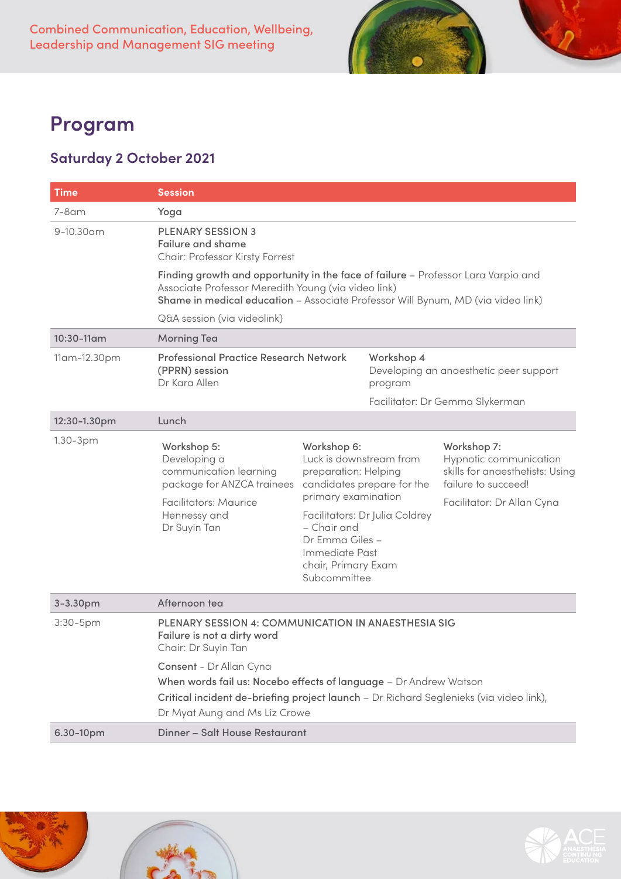# Program

## Saturday 2 October 2021

| Time | Session | | |
|---|---|---|---|
| 7-8am | Yoga | | |
| 9-10.30am | PLENARY SESSION 3<br>**Failure and shame**<br>Chair: Professor Kirsty Forrest<br><br>**Finding growth and opportunity in the face of failure** – Professor Lara Varpio and Associate Professor Meredith Young (via video link)<br>**Shame in medical education** – Associate Professor Will Bynum, MD (via video link)<br><br>Q&A session (via videolink) | | |
| 10:30-11am | Morning Tea | | |
| 11am-12.30pm | **Professional Practice Research Network (PPRN) session**<br>Dr Kara Allen | Workshop 4<br>Developing an anaesthetic peer support program<br><br>Facilitator: Dr Gemma Slykerman | |
| 12:30-1.30pm | Lunch | | |
| 1.30-3pm | Workshop 5:<br>Developing a communication learning package for ANZCA trainees<br><br>Facilitators: Maurice Hennessy and Dr Suyin Tan | Workshop 6:<br>Luck is downstream from preparation: Helping candidates prepare for the primary examination<br><br>Facilitators: Dr Julia Coldrey – Chair and Dr Emma Giles – Immediate Past chair, Primary Exam Subcommittee | Workshop 7:<br>Hypnotic communication skills for anaesthetists: Using failure to succeed!<br><br>Facilitator: Dr Allan Cyna |
| 3-3.30pm | Afternoon tea | | |
| 3:30-5pm | PLENARY SESSION 4: COMMUNICATION IN ANAESTHESIA SIG<br>**Failure is not a dirty word**<br>Chair: Dr Suyin Tan<br><br>**Consent** - Dr Allan Cyna<br>**When words fail us: Nocebo effects of language** – Dr Andrew Watson<br>**Critical incident de-briefing project launch** – Dr Richard Seglenieks (via video link), Dr Myat Aung and Ms Liz Crowe | | |
| 6.30-10pm | Dinner – Salt House Restaurant | | |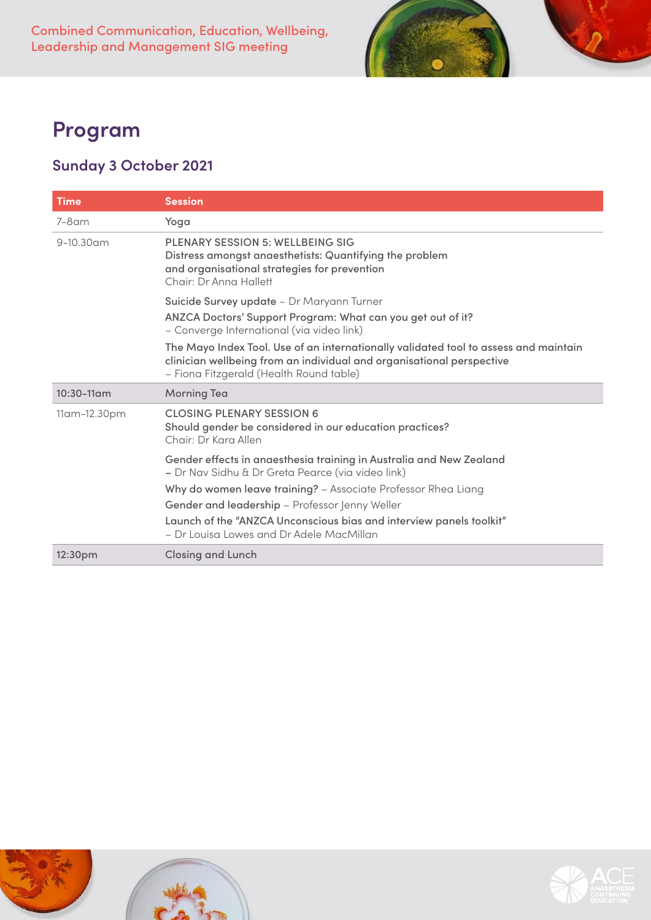# Program

## Sunday 3 October 2021

| Time | Session |
| --- | --- |
| 7–8am | Yoga |
| 9–10.30am | PLENARY SESSION 5: WELLBEING SIG<br>**Distress amongst anaesthetists: Quantifying the problem and organisational strategies for prevention**<br>Chair: Dr Anna Hallett<br><br>**Suicide Survey update** – Dr Maryann Turner<br>**ANZCA Doctors' Support Program: What can you get out of it?** – Converge International (via video link)<br>**The Mayo Index Tool. Use of an internationally validated tool to assess and maintain clinician wellbeing from an individual and organisational perspective** – Fiona Fitzgerald (Health Round table) |
| 10:30–11am | Morning Tea |
| 11am–12.30pm | CLOSING PLENARY SESSION 6<br>**Should gender be considered in our education practices?**<br>Chair: Dr Kara Allen<br><br>**Gender effects in anaesthesia training in Australia and New Zealand** – Dr Nav Sidhu & Dr Greta Pearce (via video link)<br>**Why do women leave training?** – Associate Professor Rhea Liang<br>**Gender and leadership** – Professor Jenny Weller<br>**Launch of the "ANZCA Unconscious bias and interview panels toolkit"** – Dr Louisa Lowes and Dr Adele MacMillan |
| 12:30pm | Closing and Lunch |